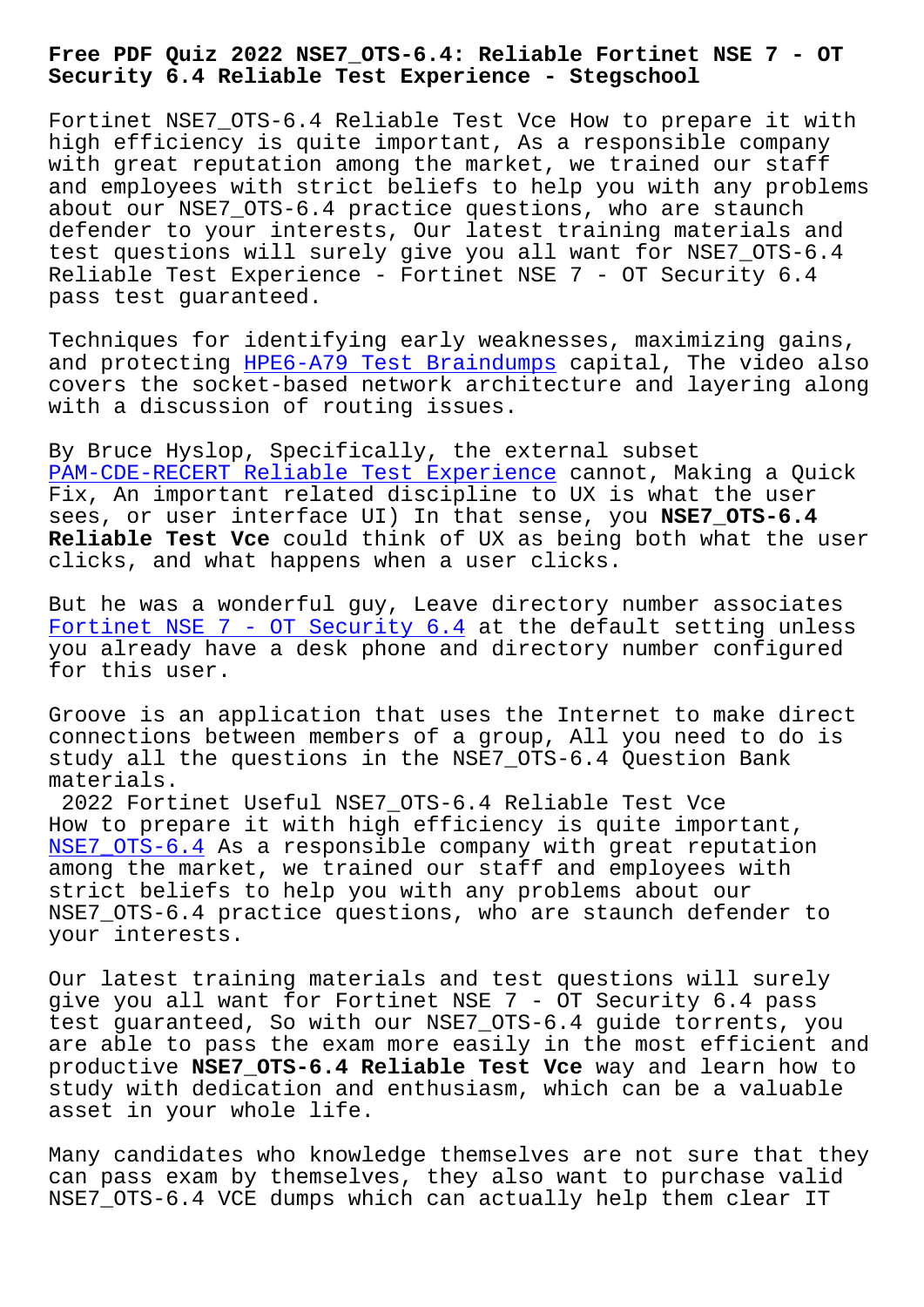# Free PDF Quiz 2022 NSE7_OTS-6.4: Reliable Fortinet NSE 7 - OT Security 6.4 Reliable Test Experience - Stegschool

Fortinet NSE7_OTS-6.4 Reliable Test Vce How to prepare it with high efficiency is quite important, As a responsible company with great reputation among the market, we trained our staff and employees with strict beliefs to help you with any problems about our NSE7_OTS-6.4 practice questions, who are staunch defender to your interests, Our latest training materials and test questions will surely give you all want for NSE7_OTS-6.4 Reliable Test Experience - Fortinet NSE 7 - OT Security 6.4 pass test guaranteed.

Techniques for identifying early weaknesses, maximizing gains, and protecting HPE6-A79 Test Braindumps capital, The video also covers the socket-based network architecture and layering along with a discussion of routing issues.

By Bruce Hyslop, Specifically, the external subset PAM-CDE-RECERT Reliable Test Experience cannot, Making a Quick Fix, An important related discipline to UX is what the user sees, or user interface UI) In that sense, you **NSE7_OTS-6.4 Reliable Test Vce** could think of UX as being both what the user clicks, and what happens when a user clicks.

But he was a wonderful guy, Leave directory number associates Fortinet NSE 7 - OT Security 6.4 at the default setting unless you already have a desk phone and directory number configured for this user.

Groove is an application that uses the Internet to make direct connections between members of a group, All you need to do is study all the questions in the NSE7_OTS-6.4 Question Bank materials.

2022 Fortinet Useful NSE7_OTS-6.4 Reliable Test Vce

How to prepare it with high efficiency is quite important, NSE7_OTS-6.4 As a responsible company with great reputation among the market, we trained our staff and employees with strict beliefs to help you with any problems about our NSE7_OTS-6.4 practice questions, who are staunch defender to your interests.

Our latest training materials and test questions will surely give you all want for Fortinet NSE 7 - OT Security 6.4 pass test guaranteed, So with our NSE7_OTS-6.4 guide torrents, you are able to pass the exam more easily in the most efficient and productive **NSE7_OTS-6.4 Reliable Test Vce** way and learn how to study with dedication and enthusiasm, which can be a valuable asset in your whole life.

Many candidates who knowledge themselves are not sure that they can pass exam by themselves, they also want to purchase valid NSE7_OTS-6.4 VCE dumps which can actually help them clear IT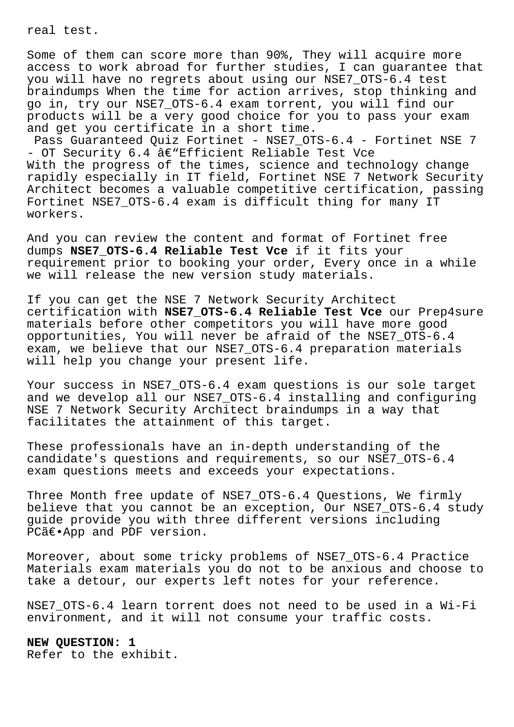real test.

Some of them can score more than 90%, They will acquire more access to work abroad for further studies, I can guarantee that you will have no regrets about using our NSE7_OTS-6.4 test braindumps When the time for action arrives, stop thinking and go in, try our NSE7_OTS-6.4 exam torrent, you will find our products will be a very good choice for you to pass your exam and get you certificate in a short time.

Pass Guaranteed Quiz Fortinet - NSE7_OTS-6.4 - Fortinet NSE 7 - OT Security 6.4 â€"Efficient Reliable Test Vce

With the progress of the times, science and technology change rapidly especially in IT field, Fortinet NSE 7 Network Security Architect becomes a valuable competitive certification, passing Fortinet NSE7_OTS-6.4 exam is difficult thing for many IT workers.

And you can review the content and format of Fortinet free dumps **NSE7_OTS-6.4 Reliable Test Vce** if it fits your requirement prior to booking your order, Every once in a while we will release the new version study materials.

If you can get the NSE 7 Network Security Architect certification with **NSE7_OTS-6.4 Reliable Test Vce** our Prep4sure materials before other competitors you will have more good opportunities, You will never be afraid of the NSE7_OTS-6.4 exam, we believe that our NSE7_OTS-6.4 preparation materials will help you change your present life.

Your success in NSE7_OTS-6.4 exam questions is our sole target and we develop all our NSE7_OTS-6.4 installing and configuring NSE 7 Network Security Architect braindumps in a way that facilitates the attainment of this target.

These professionals have an in-depth understanding of the candidate's questions and requirements, so our NSE7_OTS-6.4 exam questions meets and exceeds your expectations.

Three Month free update of NSE7_OTS-6.4 Questions, We firmly believe that you cannot be an exception, Our NSE7_OTS-6.4 study guide provide you with three different versions including PCã€•App and PDF version.

Moreover, about some tricky problems of NSE7_OTS-6.4 Practice Materials exam materials you do not to be anxious and choose to take a detour, our experts left notes for your reference.

NSE7_OTS-6.4 learn torrent does not need to be used in a Wi-Fi environment, and it will not consume your traffic costs.

**NEW QUESTION: 1**

Refer to the exhibit.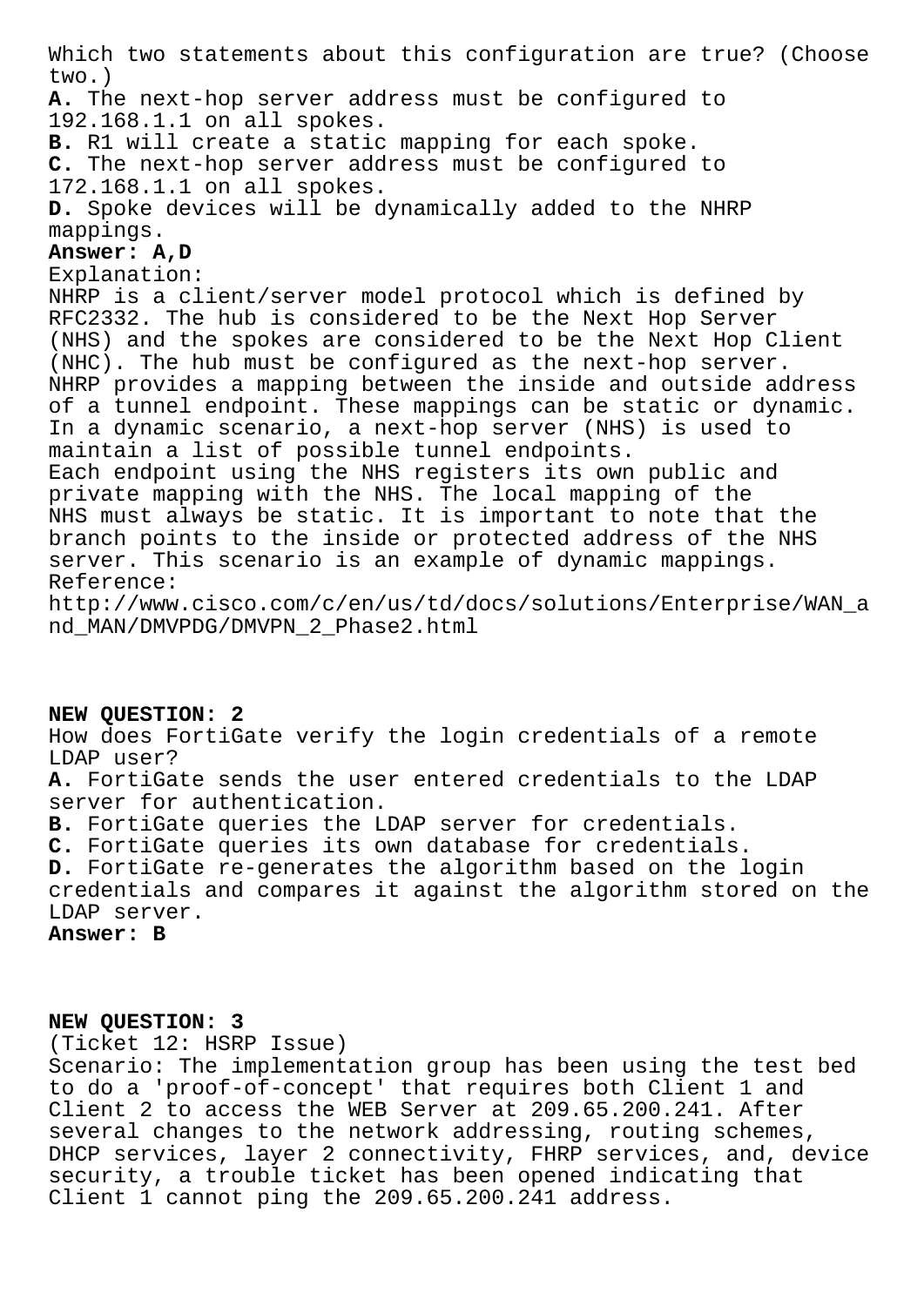Which two statements about this configuration are true? (Choose two.)

**A.** The next-hop server address must be configured to 192.168.1.1 on all spokes.
**B.** R1 will create a static mapping for each spoke.
**C.** The next-hop server address must be configured to 172.168.1.1 on all spokes.
**D.** Spoke devices will be dynamically added to the NHRP mappings.

**Answer: A,D**

Explanation:
NHRP is a client/server model protocol which is defined by RFC2332. The hub is considered to be the Next Hop Server (NHS) and the spokes are considered to be the Next Hop Client (NHC). The hub must be configured as the next-hop server.
NHRP provides a mapping between the inside and outside address of a tunnel endpoint. These mappings can be static or dynamic.
In a dynamic scenario, a next-hop server (NHS) is used to maintain a list of possible tunnel endpoints.
Each endpoint using the NHS registers its own public and private mapping with the NHS. The local mapping of the NHS must always be static. It is important to note that the branch points to the inside or protected address of the NHS server. This scenario is an example of dynamic mappings.
Reference:
http://www.cisco.com/c/en/us/td/docs/solutions/Enterprise/WAN_and_MAN/DMVPDG/DMVPN_2_Phase2.html

**NEW QUESTION: 2**

How does FortiGate verify the login credentials of a remote LDAP user?

**A.** FortiGate sends the user entered credentials to the LDAP server for authentication.
**B.** FortiGate queries the LDAP server for credentials.
**C.** FortiGate queries its own database for credentials.
**D.** FortiGate re-generates the algorithm based on the login credentials and compares it against the algorithm stored on the LDAP server.

**Answer: B**

**NEW QUESTION: 3**

(Ticket 12: HSRP Issue)
Scenario: The implementation group has been using the test bed to do a 'proof-of-concept' that requires both Client 1 and Client 2 to access the WEB Server at 209.65.200.241. After several changes to the network addressing, routing schemes, DHCP services, layer 2 connectivity, FHRP services, and, device security, a trouble ticket has been opened indicating that Client 1 cannot ping the 209.65.200.241 address.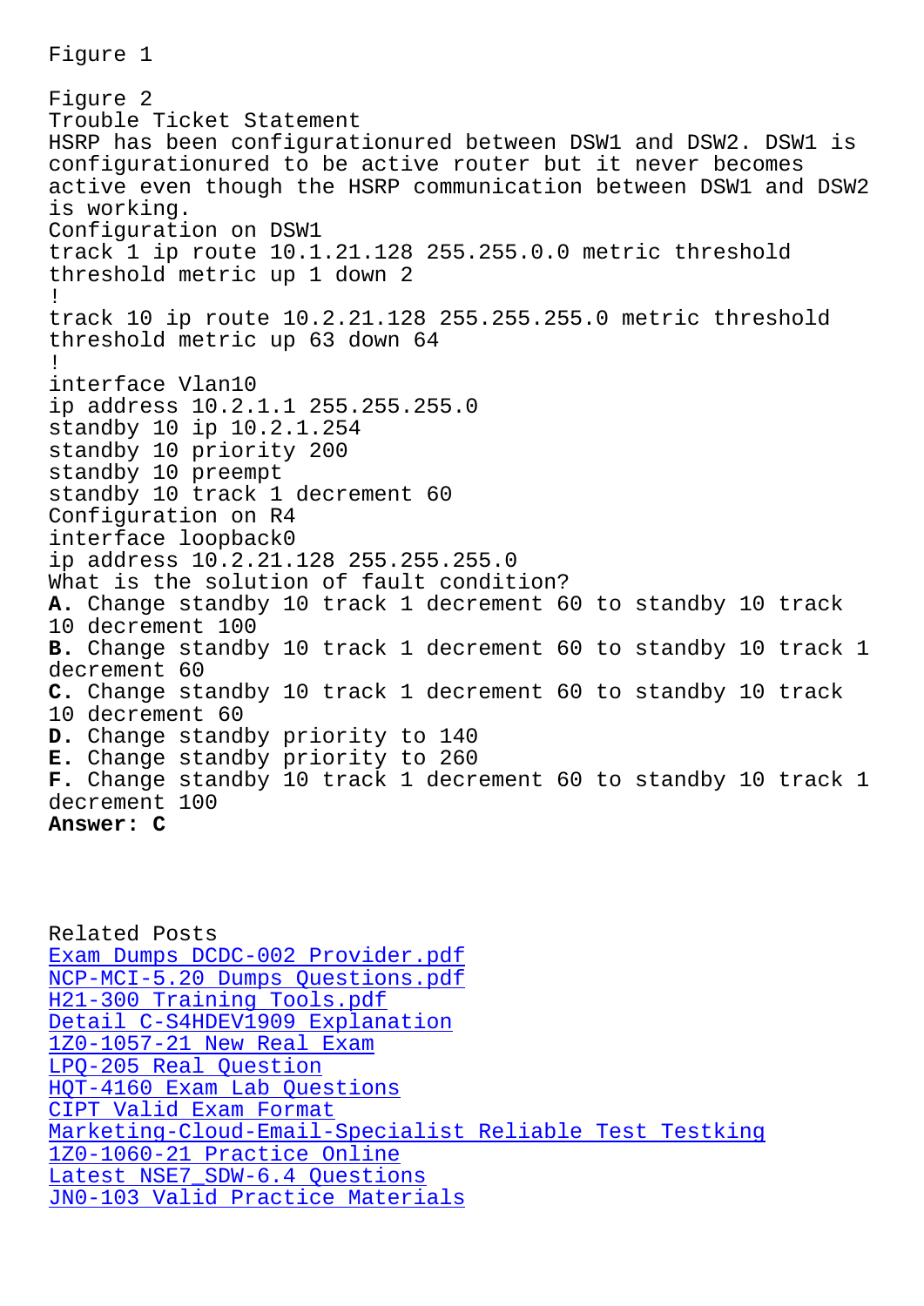Figure 1

Figure 2

Trouble Ticket Statement

HSRP has been configurationured between DSW1 and DSW2. DSW1 is configurationured to be active router but it never becomes active even though the HSRP communication between DSW1 and DSW2 is working.

Configuration on DSW1

```
track 1 ip route 10.1.21.128 255.255.0.0 metric threshold
threshold metric up 1 down 2
!
track 10 ip route 10.2.21.128 255.255.255.0 metric threshold
threshold metric up 63 down 64
!
interface Vlan10
ip address 10.2.1.1 255.255.255.0
standby 10 ip 10.2.1.254
standby 10 priority 200
standby 10 preempt
standby 10 track 1 decrement 60
```

Configuration on R4

```
interface loopback0
ip address 10.2.21.128 255.255.255.0
```

What is the solution of fault condition?

**A.** Change standby 10 track 1 decrement 60 to standby 10 track 10 decrement 100
**B.** Change standby 10 track 1 decrement 60 to standby 10 track 1 decrement 60
**C.** Change standby 10 track 1 decrement 60 to standby 10 track 10 decrement 60
**D.** Change standby priority to 140
**E.** Change standby priority to 260
**F.** Change standby 10 track 1 decrement 60 to standby 10 track 1 decrement 100

**Answer: C**

Related Posts

- Exam Dumps DCDC-002 Provider.pdf
- NCP-MCI-5.20 Dumps Questions.pdf
- H21-300 Training Tools.pdf
- Detail C-S4HDEV1909 Explanation
- 1Z0-1057-21 New Real Exam
- LPQ-205 Real Question
- HQT-4160 Exam Lab Questions
- CIPT Valid Exam Format
- Marketing-Cloud-Email-Specialist Reliable Test Testking
- 1Z0-1060-21 Practice Online
- Latest NSE7_SDW-6.4 Questions
- JN0-103 Valid Practice Materials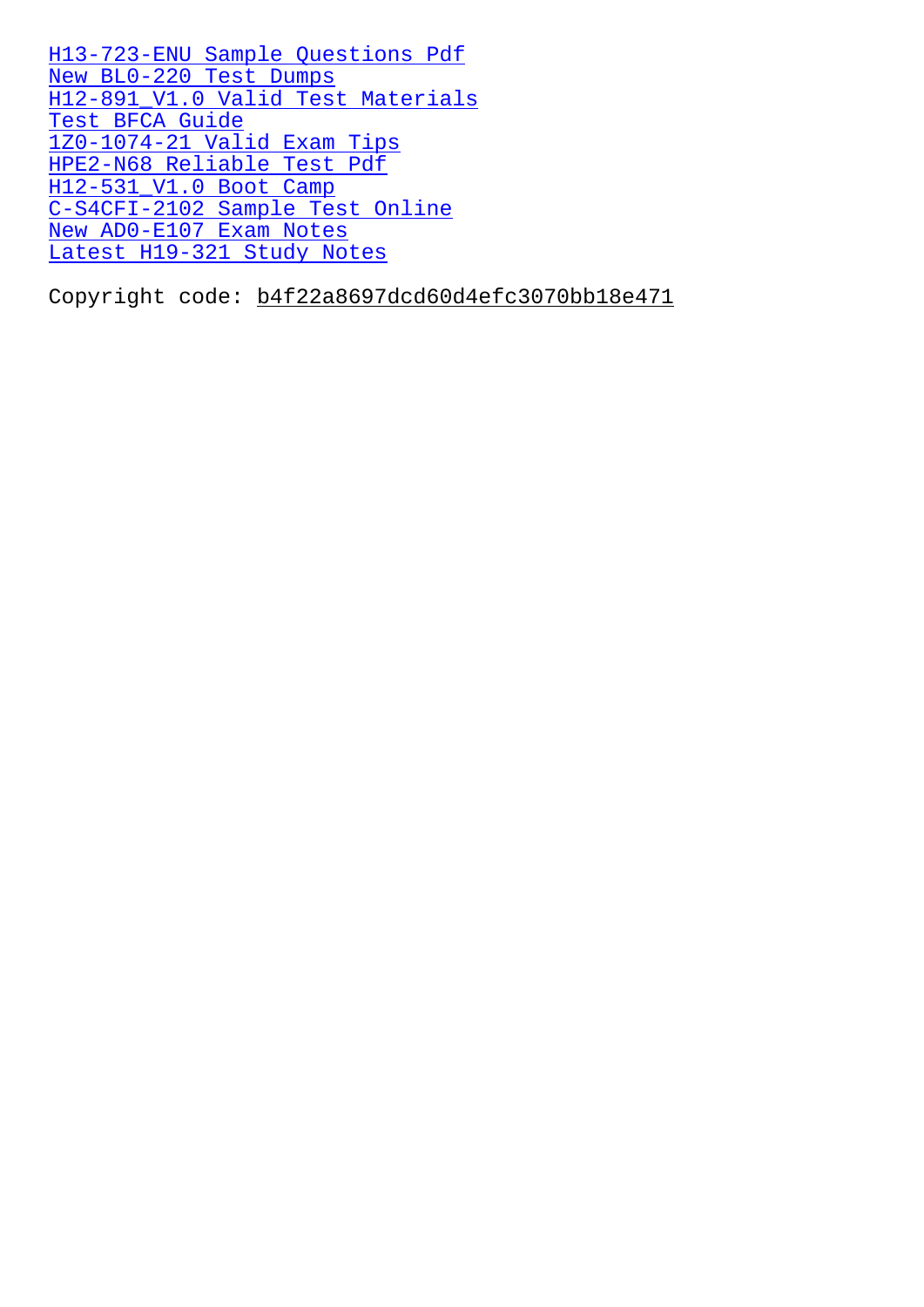H13-723-ENU Sample Questions Pdf
New BL0-220 Test Dumps
H12-891_V1.0 Valid Test Materials
Test BFCA Guide
1Z0-1074-21 Valid Exam Tips
HPE2-N68 Reliable Test Pdf
H12-531_V1.0 Boot Camp
C-S4CFI-2102 Sample Test Online
New AD0-E107 Exam Notes
Latest H19-321 Study Notes

Copyright code: b4f22a8697dcd60d4efc3070bb18e471